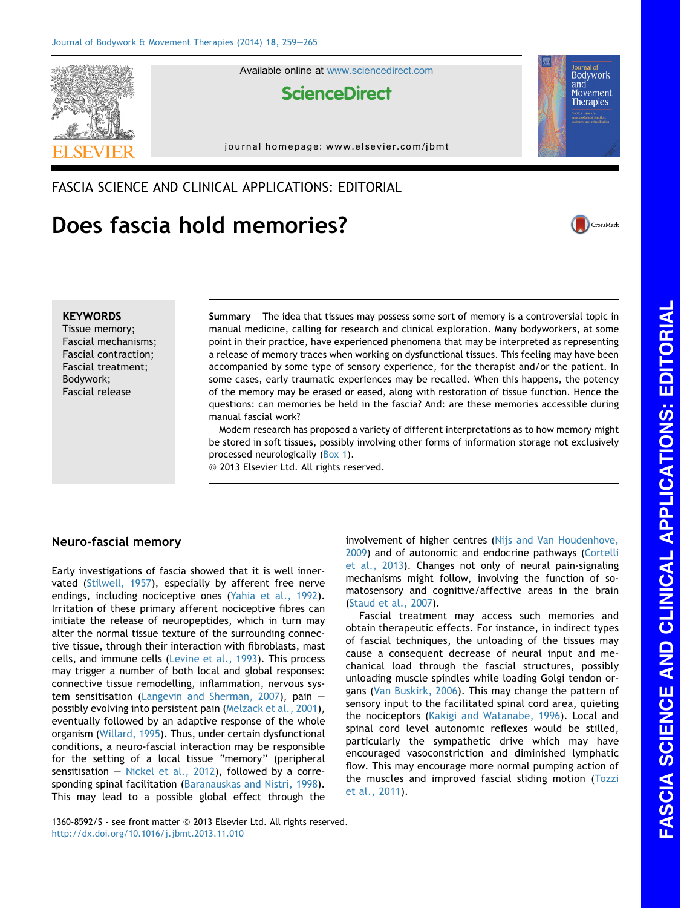FASCIA SCIENCE AND CLINICAL APPLICATIONS: EDITORIAL

# Does fascia hold memories?

**KEYWORDS**
Tissue memory;
Fascial mechanisms;
Fascial contraction;
Fascial treatment;
Bodywork;
Fascial release

**Summary** The idea that tissues may possess some sort of memory is a controversial topic in manual medicine, calling for research and clinical exploration. Many bodyworkers, at some point in their practice, have experienced phenomena that may be interpreted as representing a release of memory traces when working on dysfunctional tissues. This feeling may have been accompanied by some type of sensory experience, for the therapist and/or the patient. In some cases, early traumatic experiences may be recalled. When this happens, the potency of the memory may be erased or eased, along with restoration of tissue function. Hence the questions: can memories be held in the fascia? And: are these memories accessible during manual fascial work?

Modern research has proposed a variety of different interpretations as to how memory might be stored in soft tissues, possibly involving other forms of information storage not exclusively processed neurologically (Box 1).

© 2013 Elsevier Ltd. All rights reserved.

## Neuro-fascial memory

Early investigations of fascia showed that it is well innervated (Stilwell, 1957), especially by afferent free nerve endings, including nociceptive ones (Yahia et al., 1992). Irritation of these primary afferent nociceptive fibres can initiate the release of neuropeptides, which in turn may alter the normal tissue texture of the surrounding connective tissue, through their interaction with fibroblasts, mast cells, and immune cells (Levine et al., 1993). This process may trigger a number of both local and global responses: connective tissue remodelling, inflammation, nervous system sensitisation (Langevin and Sherman, 2007), pain — possibly evolving into persistent pain (Melzack et al., 2001), eventually followed by an adaptive response of the whole organism (Willard, 1995). Thus, under certain dysfunctional conditions, a neuro-fascial interaction may be responsible for the setting of a local tissue "memory" (peripheral sensitisation — Nickel et al., 2012), followed by a corresponding spinal facilitation (Baranauskas and Nistri, 1998). This may lead to a possible global effect through the involvement of higher centres (Nijs and Van Houdenhove, 2009) and of autonomic and endocrine pathways (Cortelli et al., 2013). Changes not only of neural pain-signaling mechanisms might follow, involving the function of somatosensory and cognitive/affective areas in the brain (Staud et al., 2007).

Fascial treatment may access such memories and obtain therapeutic effects. For instance, in indirect types of fascial techniques, the unloading of the tissues may cause a consequent decrease of neural input and mechanical load through the fascial structures, possibly unloading muscle spindles while loading Golgi tendon organs (Van Buskirk, 2006). This may change the pattern of sensory input to the facilitated spinal cord area, quieting the nociceptors (Kakigi and Watanabe, 1996). Local and spinal cord level autonomic reflexes would be stilled, particularly the sympathetic drive which may have encouraged vasoconstriction and diminished lymphatic flow. This may encourage more normal pumping action of the muscles and improved fascial sliding motion (Tozzi et al., 2011).

1360-8592/$ - see front matter © 2013 Elsevier Ltd. All rights reserved.
http://dx.doi.org/10.1016/j.jbmt.2013.11.010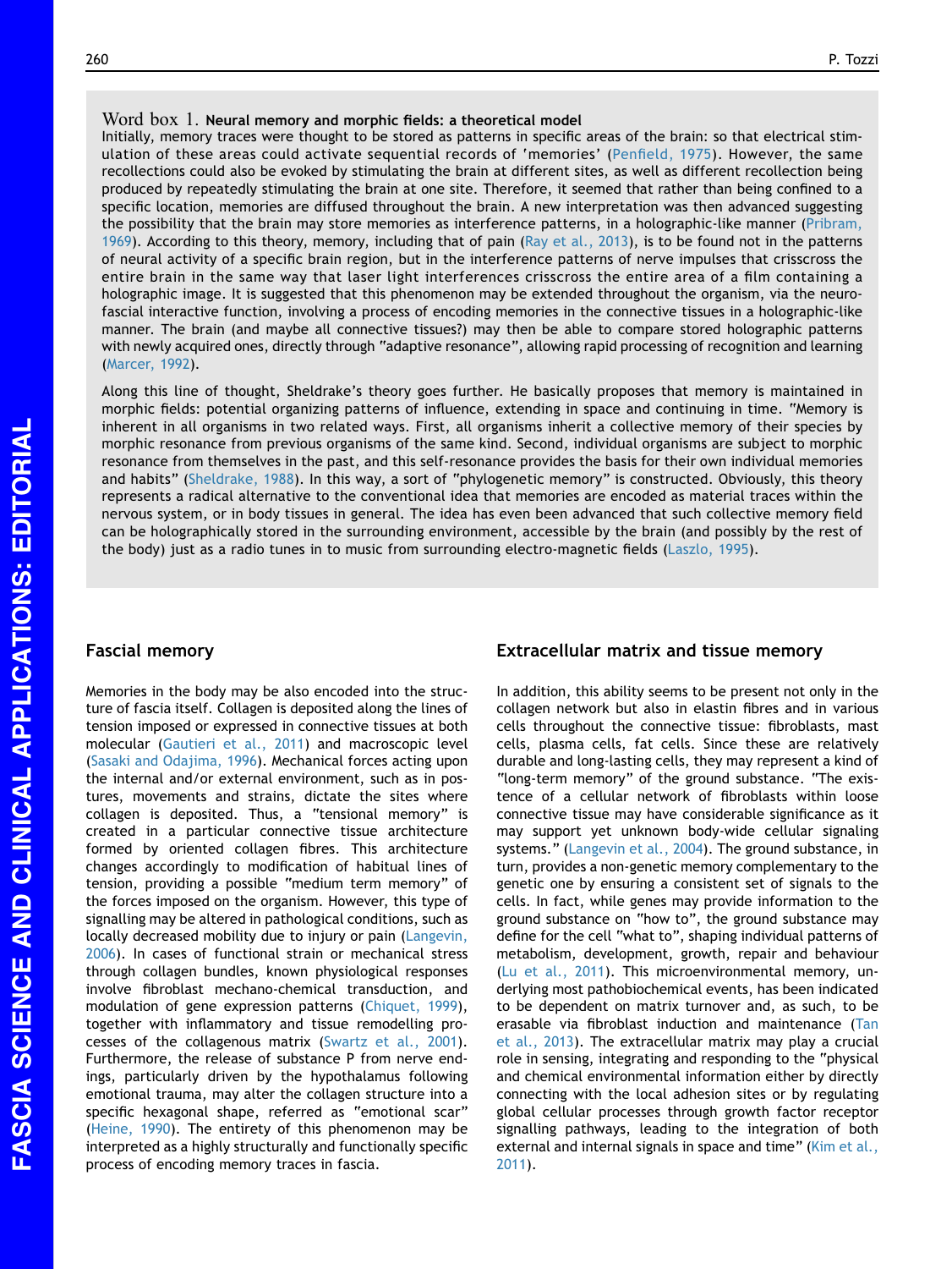**Word box 1. Neural memory and morphic fields: a theoretical model**

Initially, memory traces were thought to be stored as patterns in specific areas of the brain: so that electrical stimulation of these areas could activate sequential records of 'memories' (Penfield, 1975). However, the same recollections could also be evoked by stimulating the brain at different sites, as well as different recollection being produced by repeatedly stimulating the brain at one site. Therefore, it seemed that rather than being confined to a specific location, memories are diffused throughout the brain. A new interpretation was then advanced suggesting the possibility that the brain may store memories as interference patterns, in a holographic-like manner (Pribram, 1969). According to this theory, memory, including that of pain (Ray et al., 2013), is to be found not in the patterns of neural activity of a specific brain region, but in the interference patterns of nerve impulses that crisscross the entire brain in the same way that laser light interferences crisscross the entire area of a film containing a holographic image. It is suggested that this phenomenon may be extended throughout the organism, via the neuro-fascial interactive function, involving a process of encoding memories in the connective tissues in a holographic-like manner. The brain (and maybe all connective tissues?) may then be able to compare stored holographic patterns with newly acquired ones, directly through "adaptive resonance", allowing rapid processing of recognition and learning (Marcer, 1992).

Along this line of thought, Sheldrake's theory goes further. He basically proposes that memory is maintained in morphic fields: potential organizing patterns of influence, extending in space and continuing in time. "Memory is inherent in all organisms in two related ways. First, all organisms inherit a collective memory of their species by morphic resonance from previous organisms of the same kind. Second, individual organisms are subject to morphic resonance from themselves in the past, and this self-resonance provides the basis for their own individual memories and habits" (Sheldrake, 1988). In this way, a sort of "phylogenetic memory" is constructed. Obviously, this theory represents a radical alternative to the conventional idea that memories are encoded as material traces within the nervous system, or in body tissues in general. The idea has even been advanced that such collective memory field can be holographically stored in the surrounding environment, accessible by the brain (and possibly by the rest of the body) just as a radio tunes in to music from surrounding electro-magnetic fields (Laszlo, 1995).

## Fascial memory

Memories in the body may be also encoded into the structure of fascia itself. Collagen is deposited along the lines of tension imposed or expressed in connective tissues at both molecular (Gautieri et al., 2011) and macroscopic level (Sasaki and Odajima, 1996). Mechanical forces acting upon the internal and/or external environment, such as in postures, movements and strains, dictate the sites where collagen is deposited. Thus, a "tensional memory" is created in a particular connective tissue architecture formed by oriented collagen fibres. This architecture changes accordingly to modification of habitual lines of tension, providing a possible "medium term memory" of the forces imposed on the organism. However, this type of signalling may be altered in pathological conditions, such as locally decreased mobility due to injury or pain (Langevin, 2006). In cases of functional strain or mechanical stress through collagen bundles, known physiological responses involve fibroblast mechano-chemical transduction, and modulation of gene expression patterns (Chiquet, 1999), together with inflammatory and tissue remodelling processes of the collagenous matrix (Swartz et al., 2001). Furthermore, the release of substance P from nerve endings, particularly driven by the hypothalamus following emotional trauma, may alter the collagen structure into a specific hexagonal shape, referred as "emotional scar" (Heine, 1990). The entirety of this phenomenon may be interpreted as a highly structurally and functionally specific process of encoding memory traces in fascia.

## Extracellular matrix and tissue memory

In addition, this ability seems to be present not only in the collagen network but also in elastin fibres and in various cells throughout the connective tissue: fibroblasts, mast cells, plasma cells, fat cells. Since these are relatively durable and long-lasting cells, they may represent a kind of "long-term memory" of the ground substance. "The existence of a cellular network of fibroblasts within loose connective tissue may have considerable significance as it may support yet unknown body-wide cellular signaling systems." (Langevin et al., 2004). The ground substance, in turn, provides a non-genetic memory complementary to the genetic one by ensuring a consistent set of signals to the cells. In fact, while genes may provide information to the ground substance on "how to", the ground substance may define for the cell "what to", shaping individual patterns of metabolism, development, growth, repair and behaviour (Lu et al., 2011). This microenvironmental memory, underlying most pathobiochemical events, has been indicated to be dependent on matrix turnover and, as such, to be erasable via fibroblast induction and maintenance (Tan et al., 2013). The extracellular matrix may play a crucial role in sensing, integrating and responding to the "physical and chemical environmental information either by directly connecting with the local adhesion sites or by regulating global cellular processes through growth factor receptor signalling pathways, leading to the integration of both external and internal signals in space and time" (Kim et al., 2011).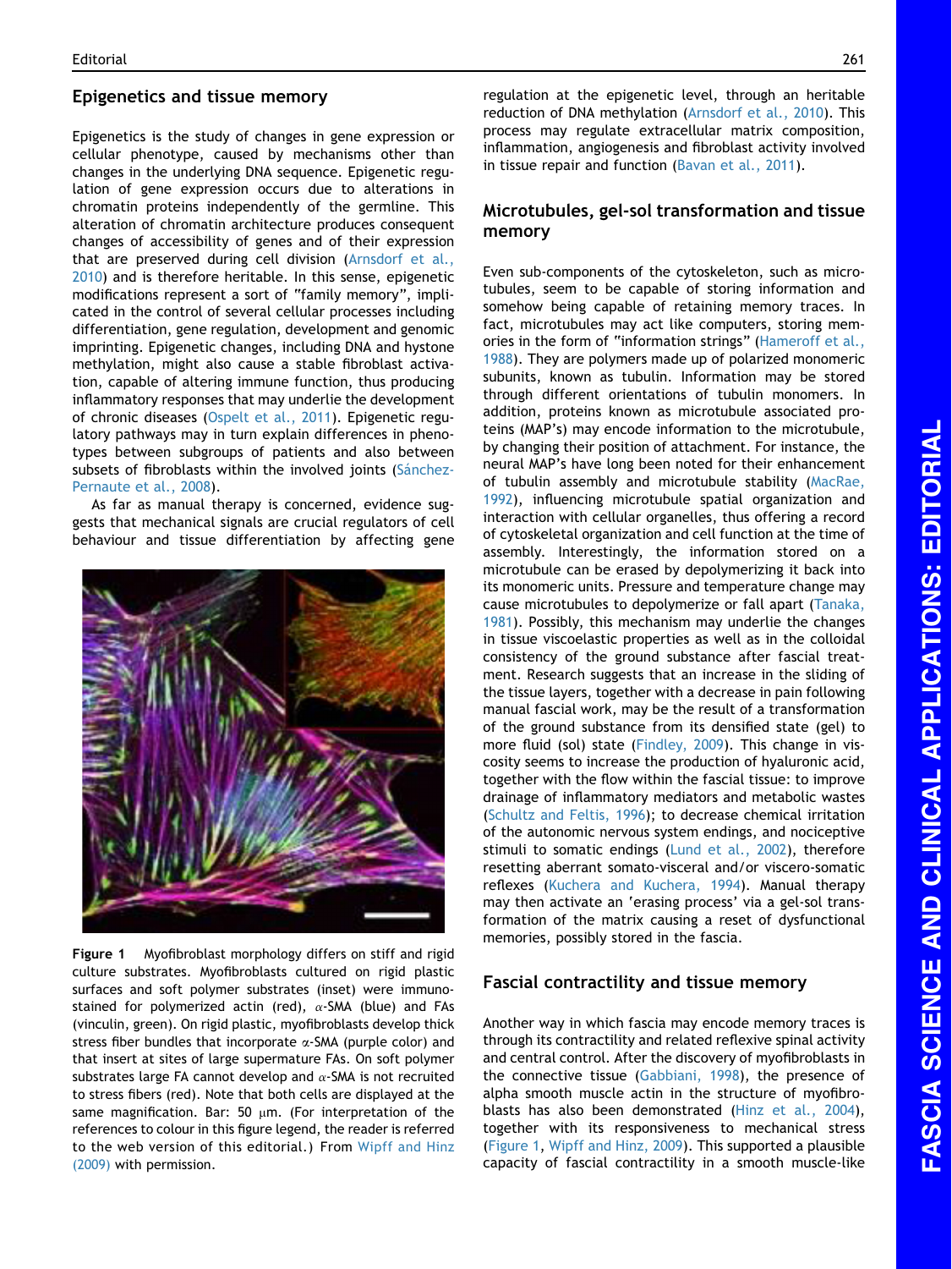## Epigenetics and tissue memory

Epigenetics is the study of changes in gene expression or cellular phenotype, caused by mechanisms other than changes in the underlying DNA sequence. Epigenetic regulation of gene expression occurs due to alterations in chromatin proteins independently of the germline. This alteration of chromatin architecture produces consequent changes of accessibility of genes and of their expression that are preserved during cell division (Arnsdorf et al., 2010) and is therefore heritable. In this sense, epigenetic modifications represent a sort of "family memory", implicated in the control of several cellular processes including differentiation, gene regulation, development and genomic imprinting. Epigenetic changes, including DNA and hystone methylation, might also cause a stable fibroblast activation, capable of altering immune function, thus producing inflammatory responses that may underlie the development of chronic diseases (Ospelt et al., 2011). Epigenetic regulatory pathways may in turn explain differences in phenotypes between subgroups of patients and also between subsets of fibroblasts within the involved joints (Sánchez-Pernaute et al., 2008).

As far as manual therapy is concerned, evidence suggests that mechanical signals are crucial regulators of cell behaviour and tissue differentiation by affecting gene regulation at the epigenetic level, through an heritable reduction of DNA methylation (Arnsdorf et al., 2010). This process may regulate extracellular matrix composition, inflammation, angiogenesis and fibroblast activity involved in tissue repair and function (Bavan et al., 2011).

Figure 1 Myofibroblast morphology differs on stiff and rigid culture substrates. Myofibroblasts cultured on rigid plastic surfaces and soft polymer substrates (inset) were immunostained for polymerized actin (red), $\alpha$-SMA (blue) and FAs (vinculin, green). On rigid plastic, myofibroblasts develop thick stress fiber bundles that incorporate $\alpha$-SMA (purple color) and that insert at sites of large supermature FAs. On soft polymer substrates large FA cannot develop and $\alpha$-SMA is not recruited to stress fibers (red). Note that both cells are displayed at the same magnification. Bar: 50 μm. (For interpretation of the references to colour in this figure legend, the reader is referred to the web version of this editorial.) From Wipff and Hinz (2009) with permission.

## Microtubules, gel-sol transformation and tissue memory

Even sub-components of the cytoskeleton, such as microtubules, seem to be capable of storing information and somehow being capable of retaining memory traces. In fact, microtubules may act like computers, storing memories in the form of "information strings" (Hameroff et al., 1988). They are polymers made up of polarized monomeric subunits, known as tubulin. Information may be stored through different orientations of tubulin monomers. In addition, proteins known as microtubule associated proteins (MAP's) may encode information to the microtubule, by changing their position of attachment. For instance, the neural MAP's have long been noted for their enhancement of tubulin assembly and microtubule stability (MacRae, 1992), influencing microtubule spatial organization and interaction with cellular organelles, thus offering a record of cytoskeletal organization and cell function at the time of assembly. Interestingly, the information stored on a microtubule can be erased by depolymerizing it back into its monomeric units. Pressure and temperature change may cause microtubules to depolymerize or fall apart (Tanaka, 1981). Possibly, this mechanism may underlie the changes in tissue viscoelastic properties as well as in the colloidal consistency of the ground substance after fascial treatment. Research suggests that an increase in the sliding of the tissue layers, together with a decrease in pain following manual fascial work, may be the result of a transformation of the ground substance from its densified state (gel) to more fluid (sol) state (Findley, 2009). This change in viscosity seems to increase the production of hyaluronic acid, together with the flow within the fascial tissue: to improve drainage of inflammatory mediators and metabolic wastes (Schultz and Feltis, 1996); to decrease chemical irritation of the autonomic nervous system endings, and nociceptive stimuli to somatic endings (Lund et al., 2002), therefore resetting aberrant somato-visceral and/or viscero-somatic reflexes (Kuchera and Kuchera, 1994). Manual therapy may then activate an 'erasing process' via a gel-sol transformation of the matrix causing a reset of dysfunctional memories, possibly stored in the fascia.

## Fascial contractility and tissue memory

Another way in which fascia may encode memory traces is through its contractility and related reflexive spinal activity and central control. After the discovery of myofibroblasts in the connective tissue (Gabbiani, 1998), the presence of alpha smooth muscle actin in the structure of myofibroblasts has also been demonstrated (Hinz et al., 2004), together with its responsiveness to mechanical stress (Figure 1, Wipff and Hinz, 2009). This supported a plausible capacity of fascial contractility in a smooth muscle-like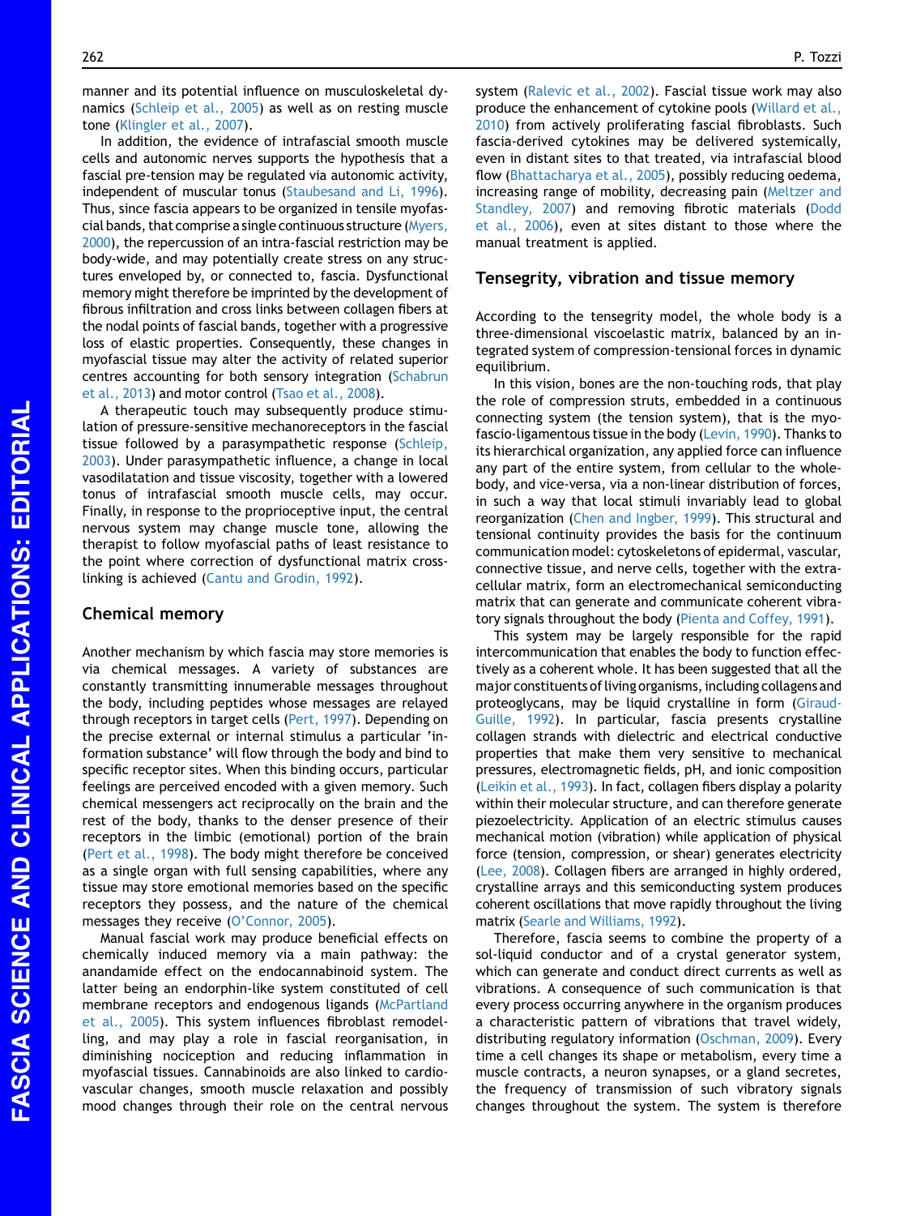manner and its potential influence on musculoskeletal dynamics (Schleip et al., 2005) as well as on resting muscle tone (Klingler et al., 2007).

In addition, the evidence of intrafascial smooth muscle cells and autonomic nerves supports the hypothesis that a fascial pre-tension may be regulated via autonomic activity, independent of muscular tonus (Staubesand and Li, 1996). Thus, since fascia appears to be organized in tensile myofascial bands, that comprise a single continuous structure (Myers, 2000), the repercussion of an intra-fascial restriction may be body-wide, and may potentially create stress on any structures enveloped by, or connected to, fascia. Dysfunctional memory might therefore be imprinted by the development of fibrous infiltration and cross links between collagen fibers at the nodal points of fascial bands, together with a progressive loss of elastic properties. Consequently, these changes in myofascial tissue may alter the activity of related superior centres accounting for both sensory integration (Schabrun et al., 2013) and motor control (Tsao et al., 2008).

A therapeutic touch may subsequently produce stimulation of pressure-sensitive mechanoreceptors in the fascial tissue followed by a parasympathetic response (Schleip, 2003). Under parasympathetic influence, a change in local vasodilatation and tissue viscosity, together with a lowered tonus of intrafascial smooth muscle cells, may occur. Finally, in response to the proprioceptive input, the central nervous system may change muscle tone, allowing the therapist to follow myofascial paths of least resistance to the point where correction of dysfunctional matrix cross-linking is achieved (Cantu and Grodin, 1992).

## Chemical memory

Another mechanism by which fascia may store memories is via chemical messages. A variety of substances are constantly transmitting innumerable messages throughout the body, including peptides whose messages are relayed through receptors in target cells (Pert, 1997). Depending on the precise external or internal stimulus a particular 'information substance' will flow through the body and bind to specific receptor sites. When this binding occurs, particular feelings are perceived encoded with a given memory. Such chemical messengers act reciprocally on the brain and the rest of the body, thanks to the denser presence of their receptors in the limbic (emotional) portion of the brain (Pert et al., 1998). The body might therefore be conceived as a single organ with full sensing capabilities, where any tissue may store emotional memories based on the specific receptors they possess, and the nature of the chemical messages they receive (O'Connor, 2005).

Manual fascial work may produce beneficial effects on chemically induced memory via a main pathway: the anandamide effect on the endocannabinoid system. The latter being an endorphin-like system constituted of cell membrane receptors and endogenous ligands (McPartland et al., 2005). This system influences fibroblast remodelling, and may play a role in fascial reorganisation, in diminishing nociception and reducing inflammation in myofascial tissues. Cannabinoids are also linked to cardiovascular changes, smooth muscle relaxation and possibly mood changes through their role on the central nervous system (Ralevic et al., 2002). Fascial tissue work may also produce the enhancement of cytokine pools (Willard et al., 2010) from actively proliferating fascial fibroblasts. Such fascia-derived cytokines may be delivered systemically, even in distant sites to that treated, via intrafascial blood flow (Bhattacharya et al., 2005), possibly reducing oedema, increasing range of mobility, decreasing pain (Meltzer and Standley, 2007) and removing fibrotic materials (Dodd et al., 2006), even at sites distant to those where the manual treatment is applied.

## Tensegrity, vibration and tissue memory

According to the tensegrity model, the whole body is a three-dimensional viscoelastic matrix, balanced by an integrated system of compression-tensional forces in dynamic equilibrium.

In this vision, bones are the non-touching rods, that play the role of compression struts, embedded in a continuous connecting system (the tension system), that is the myo-fascio-ligamentous tissue in the body (Levin, 1990). Thanks to its hierarchical organization, any applied force can influence any part of the entire system, from cellular to the whole-body, and vice-versa, via a non-linear distribution of forces, in such a way that local stimuli invariably lead to global reorganization (Chen and Ingber, 1999). This structural and tensional continuity provides the basis for the continuum communication model: cytoskeletons of epidermal, vascular, connective tissue, and nerve cells, together with the extracellular matrix, form an electromechanical semiconducting matrix that can generate and communicate coherent vibratory signals throughout the body (Pienta and Coffey, 1991).

This system may be largely responsible for the rapid intercommunication that enables the body to function effectively as a coherent whole. It has been suggested that all the major constituents of living organisms, including collagens and proteoglycans, may be liquid crystalline in form (Giraud-Guille, 1992). In particular, fascia presents crystalline collagen strands with dielectric and electrical conductive properties that make them very sensitive to mechanical pressures, electromagnetic fields, pH, and ionic composition (Leikin et al., 1993). In fact, collagen fibers display a polarity within their molecular structure, and can therefore generate piezoelectricity. Application of an electric stimulus causes mechanical motion (vibration) while application of physical force (tension, compression, or shear) generates electricity (Lee, 2008). Collagen fibers are arranged in highly ordered, crystalline arrays and this semiconducting system produces coherent oscillations that move rapidly throughout the living matrix (Searle and Williams, 1992).

Therefore, fascia seems to combine the property of a sol-liquid conductor and of a crystal generator system, which can generate and conduct direct currents as well as vibrations. A consequence of such communication is that every process occurring anywhere in the organism produces a characteristic pattern of vibrations that travel widely, distributing regulatory information (Oschman, 2009). Every time a cell changes its shape or metabolism, every time a muscle contracts, a neuron synapses, or a gland secretes, the frequency of transmission of such vibratory signals changes throughout the system. The system is therefore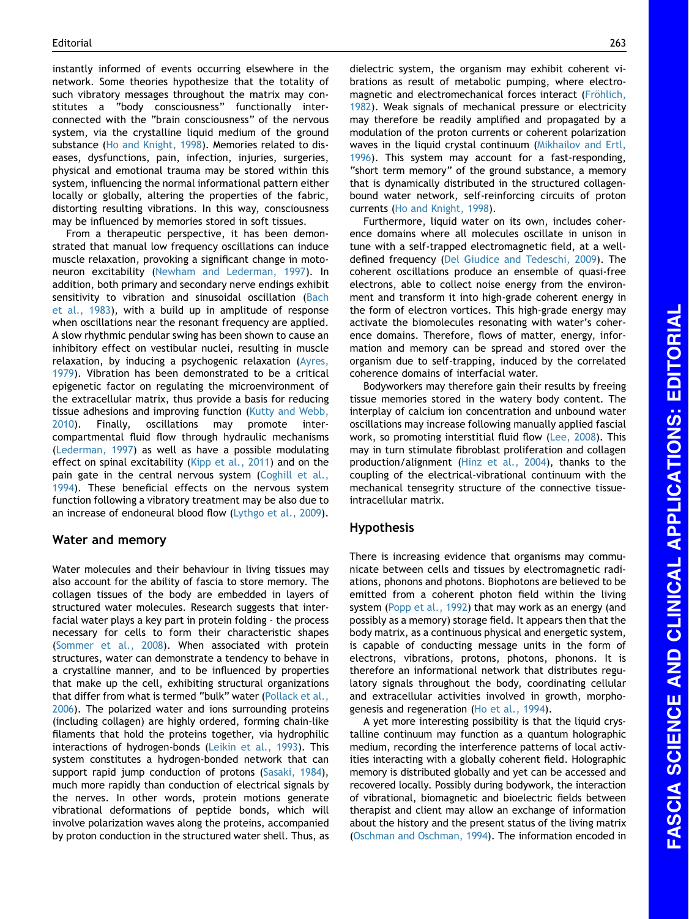instantly informed of events occurring elsewhere in the network. Some theories hypothesize that the totality of such vibratory messages throughout the matrix may constitutes a "body consciousness" functionally interconnected with the "brain consciousness" of the nervous system, via the crystalline liquid medium of the ground substance (Ho and Knight, 1998). Memories related to diseases, dysfunctions, pain, infection, injuries, surgeries, physical and emotional trauma may be stored within this system, influencing the normal informational pattern either locally or globally, altering the properties of the fabric, distorting resulting vibrations. In this way, consciousness may be influenced by memories stored in soft tissues.

From a therapeutic perspective, it has been demonstrated that manual low frequency oscillations can induce muscle relaxation, provoking a significant change in motoneuron excitability (Newham and Lederman, 1997). In addition, both primary and secondary nerve endings exhibit sensitivity to vibration and sinusoidal oscillation (Bach et al., 1983), with a build up in amplitude of response when oscillations near the resonant frequency are applied. A slow rhythmic pendular swing has been shown to cause an inhibitory effect on vestibular nuclei, resulting in muscle relaxation, by inducing a psychogenic relaxation (Ayres, 1979). Vibration has been demonstrated to be a critical epigenetic factor on regulating the microenvironment of the extracellular matrix, thus provide a basis for reducing tissue adhesions and improving function (Kutty and Webb, 2010). Finally, oscillations may promote inter-compartmental fluid flow through hydraulic mechanisms (Lederman, 1997) as well as have a possible modulating effect on spinal excitability (Kipp et al., 2011) and on the pain gate in the central nervous system (Coghill et al., 1994). These beneficial effects on the nervous system function following a vibratory treatment may be also due to an increase of endoneural blood flow (Lythgo et al., 2009).

## Water and memory

Water molecules and their behaviour in living tissues may also account for the ability of fascia to store memory. The collagen tissues of the body are embedded in layers of structured water molecules. Research suggests that interfacial water plays a key part in protein folding - the process necessary for cells to form their characteristic shapes (Sommer et al., 2008). When associated with protein structures, water can demonstrate a tendency to behave in a crystalline manner, and to be influenced by properties that make up the cell, exhibiting structural organizations that differ from what is termed "bulk" water (Pollack et al., 2006). The polarized water and ions surrounding proteins (including collagen) are highly ordered, forming chain-like filaments that hold the proteins together, via hydrophilic interactions of hydrogen-bonds (Leikin et al., 1993). This system constitutes a hydrogen-bonded network that can support rapid jump conduction of protons (Sasaki, 1984), much more rapidly than conduction of electrical signals by the nerves. In other words, protein motions generate vibrational deformations of peptide bonds, which will involve polarization waves along the proteins, accompanied by proton conduction in the structured water shell. Thus, as dielectric system, the organism may exhibit coherent vibrations as result of metabolic pumping, where electromagnetic and electromechanical forces interact (Fröhlich, 1982). Weak signals of mechanical pressure or electricity may therefore be readily amplified and propagated by a modulation of the proton currents or coherent polarization waves in the liquid crystal continuum (Mikhailov and Ertl, 1996). This system may account for a fast-responding, "short term memory" of the ground substance, a memory that is dynamically distributed in the structured collagen-bound water network, self-reinforcing circuits of proton currents (Ho and Knight, 1998).

Furthermore, liquid water on its own, includes coherence domains where all molecules oscillate in unison in tune with a self-trapped electromagnetic field, at a well-defined frequency (Del Giudice and Tedeschi, 2009). The coherent oscillations produce an ensemble of quasi-free electrons, able to collect noise energy from the environment and transform it into high-grade coherent energy in the form of electron vortices. This high-grade energy may activate the biomolecules resonating with water's coherence domains. Therefore, flows of matter, energy, information and memory can be spread and stored over the organism due to self-trapping, induced by the correlated coherence domains of interfacial water.

Bodyworkers may therefore gain their results by freeing tissue memories stored in the watery body content. The interplay of calcium ion concentration and unbound water oscillations may increase following manually applied fascial work, so promoting interstitial fluid flow (Lee, 2008). This may in turn stimulate fibroblast proliferation and collagen production/alignment (Hinz et al., 2004), thanks to the coupling of the electrical-vibrational continuum with the mechanical tensegrity structure of the connective tissue-intracellular matrix.

## Hypothesis

There is increasing evidence that organisms may communicate between cells and tissues by electromagnetic radiations, phonons and photons. Biophotons are believed to be emitted from a coherent photon field within the living system (Popp et al., 1992) that may work as an energy (and possibly as a memory) storage field. It appears then that the body matrix, as a continuous physical and energetic system, is capable of conducting message units in the form of electrons, vibrations, protons, photons, phonons. It is therefore an informational network that distributes regulatory signals throughout the body, coordinating cellular and extracellular activities involved in growth, morphogenesis and regeneration (Ho et al., 1994).

A yet more interesting possibility is that the liquid crystalline continuum may function as a quantum holographic medium, recording the interference patterns of local activities interacting with a globally coherent field. Holographic memory is distributed globally and yet can be accessed and recovered locally. Possibly during bodywork, the interaction of vibrational, biomagnetic and bioelectric fields between therapist and client may allow an exchange of information about the history and the present status of the living matrix (Oschman and Oschman, 1994). The information encoded in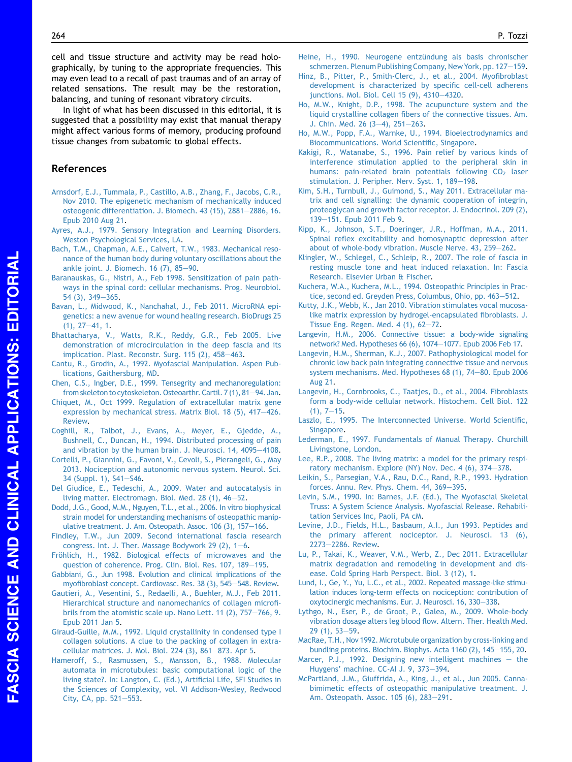cell and tissue structure and activity may be read holographically, by tuning to the appropriate frequencies. This may even lead to a recall of past traumas and of an array of related sensations. The result may be the restoration, balancing, and tuning of resonant vibratory circuits.

In light of what has been discussed in this editorial, it is suggested that a possibility may exist that manual therapy might affect various forms of memory, producing profound tissue changes from subatomic to global effects.

## References

Arnsdorf, E.J., Tummala, P., Castillo, A.B., Zhang, F., Jacobs, C.R., Nov 2010. The epigenetic mechanism of mechanically induced osteogenic differentiation. J. Biomech. 43 (15), 2881–2886, 16. Epub 2010 Aug 21.

Ayres, A.J., 1979. Sensory Integration and Learning Disorders. Weston Psychological Services, LA.

Bach, T.M., Chapman, A.E., Calvert, T.W., 1983. Mechanical resonance of the human body during voluntary oscillations about the ankle joint. J. Biomech. 16 (7), 85–90.

Baranauskas, G., Nistri, A., Feb 1998. Sensitization of pain pathways in the spinal cord: cellular mechanisms. Prog. Neurobiol. 54 (3), 349–365.

Bavan, L., Midwood, K., Nanchahal, J., Feb 2011. MicroRNA epigenetics: a new avenue for wound healing research. BioDrugs 25 (1), 27–41, 1.

Bhattacharya, V., Watts, R.K., Reddy, G.R., Feb 2005. Live demonstration of microcirculation in the deep fascia and its implication. Plast. Reconstr. Surg. 115 (2), 458–463.

Cantu, R., Grodin, A., 1992. Myofascial Manipulation. Aspen Publications, Gaithersburg, MD.

Chen, C.S., Ingber, D.E., 1999. Tensegrity and mechanoregulation: from skeleton to cytoskeleton. Osteoarthr. Cartil. 7 (1), 81–94. Jan.

Chiquet, M., Oct 1999. Regulation of extracellular matrix gene expression by mechanical stress. Matrix Biol. 18 (5), 417–426. Review.

Coghill, R., Talbot, J., Evans, A., Meyer, E., Gjedde, A., Bushnell, C., Duncan, H., 1994. Distributed processing of pain and vibration by the human brain. J. Neurosci. 14, 4095–4108.

Cortelli, P., Giannini, G., Favoni, V., Cevoli, S., Pierangeli, G., May 2013. Nociception and autonomic nervous system. Neurol. Sci. 34 (Suppl. 1), S41–S46.

Del Giudice, E., Tedeschi, A., 2009. Water and autocatalysis in living matter. Electromagn. Biol. Med. 28 (1), 46–52.

Dodd, J.G., Good, M.M., Nguyen, T.L., et al., 2006. In vitro biophysical strain model for understanding mechanisms of osteopathic manipulative treatment. J. Am. Osteopath. Assoc. 106 (3), 157–166.

Findley, T.W., Jun 2009. Second international fascia research congress. Int. J. Ther. Massage Bodywork 29 (2), 1–6.

Fröhlich, H., 1982. Biological effects of microwaves and the question of coherence. Prog. Clin. Biol. Res. 107, 189–195.

Gabbiani, G., Jun 1998. Evolution and clinical implications of the myofibroblast concept. Cardiovasc. Res. 38 (3), 545–548. Review.

Gautieri, A., Vesentini, S., Redaelli, A., Buehler, M.J., Feb 2011. Hierarchical structure and nanomechanics of collagen microfibrils from the atomistic scale up. Nano Lett. 11 (2), 757–766, 9. Epub 2011 Jan 5.

Giraud-Guille, M.M., 1992. Liquid crystallinity in condensed type I collagen solutions. A clue to the packing of collagen in extracellular matrices. J. Mol. Biol. 224 (3), 861–873. Apr 5.

Hameroff, S., Rasmussen, S., Mansson, B., 1988. Molecular automata in microtubules: basic computational logic of the living state?. In: Langton, C. (Ed.), Artificial Life, SFI Studies in the Sciences of Complexity, vol. VI Addison-Wesley, Redwood City, CA, pp. 521–553.

Heine, H., 1990. Neurogene entzündung als basis chronischer schmerzen. Plenum Publishing Company, New York, pp. 127–159.

Hinz, B., Pitter, P., Smith-Clerc, J., et al., 2004. Myofibroblast development is characterized by specific cell-cell adherens junctions. Mol. Biol. Cell 15 (9), 4310–4320.

Ho, M.W., Knight, D.P., 1998. The acupuncture system and the liquid crystalline collagen fibers of the connective tissues. Am. J. Chin. Med. 26 (3–4), 251–263.

Ho, M.W., Popp, F.A., Warnke, U., 1994. Bioelectrodynamics and Biocommunications. World Scientific, Singapore.

Kakigi, R., Watanabe, S., 1996. Pain relief by various kinds of interference stimulation applied to the peripheral skin in humans: pain-related brain potentials following $CO_2$ laser stimulation. J. Peripher. Nerv. Syst. 1, 189–198.

Kim, S.H., Turnbull, J., Guimond, S., May 2011. Extracellular matrix and cell signalling: the dynamic cooperation of integrin, proteoglycan and growth factor receptor. J. Endocrinol. 209 (2), 139–151. Epub 2011 Feb 9.

Kipp, K., Johnson, S.T., Doeringer, J.R., Hoffman, M.A., 2011. Spinal reflex excitability and homosynaptic depression after about of whole-body vibration. Muscle Nerve. 43, 259–262.

Klingler, W., Schlegel, C., Schleip, R., 2007. The role of fascia in resting muscle tone and heat induced relaxation. In: Fascia Research. Elsevier Urban & Fischer.

Kuchera, W.A., Kuchera, M.L., 1994. Osteopathic Principles in Practice, second ed. Greyden Press, Columbus, Ohio, pp. 463–512.

Kutty, J.K., Webb, K., Jan 2010. Vibration stimulates vocal mucosa-like matrix expression by hydrogel-encapsulated fibroblasts. J. Tissue Eng. Regen. Med. 4 (1), 62–72.

Langevin, H.M., 2006. Connective tissue: a body-wide signaling network? Med. Hypotheses 66 (6), 1074–1077. Epub 2006 Feb 17.

Langevin, H.M., Sherman, K.J., 2007. Pathophysiological model for chronic low back pain integrating connective tissue and nervous system mechanisms. Med. Hypotheses 68 (1), 74–80. Epub 2006 Aug 21.

Langevin, H., Cornbrooks, C., Taatjes, D., et al., 2004. Fibroblasts form a body-wide cellular network. Histochem. Cell Biol. 122 (1), 7–15.

Laszlo, E., 1995. The Interconnected Universe. World Scientific, Singapore.

Lederman, E., 1997. Fundamentals of Manual Therapy. Churchill Livingstone, London.

Lee, R.P., 2008. The living matrix: a model for the primary respiratory mechanism. Explore (NY) Nov. Dec. 4 (6), 374–378.

Leikin, S., Parsegian, V.A., Rau, D.C., Rand, R.P., 1993. Hydration forces. Annu. Rev. Phys. Chem. 44, 369–395.

Levin, S.M., 1990. In: Barnes, J.F. (Ed.), The Myofascial Skeletal Truss: A System Science Analysis. Myofascial Release. Rehabilitation Services Inc, Paoli, PA cM.

Levine, J.D., Fields, H.L., Basbaum, A.I., Jun 1993. Peptides and the primary afferent nociceptor. J. Neurosci. 13 (6), 2273–2286. Review.

Lu, P., Takai, K., Weaver, V.M., Werb, Z., Dec 2011. Extracellular matrix degradation and remodeling in development and disease. Cold Spring Harb Perspect. Biol. 3 (12), 1.

Lund, I., Ge, Y., Yu, L.C., et al., 2002. Repeated massage-like stimulation induces long-term effects on nociception: contribution of oxytocinergic mechanisms. Eur. J. Neurosci. 16, 330–338.

Lythgo, N., Eser, P., de Groot, P., Galea, M., 2009. Whole-body vibration dosage alters leg blood flow. Altern. Ther. Health Med. 29 (1), 53–59.

MacRae, T.H., Nov 1992. Microtubule organization by cross-linking and bundling proteins. Biochim. Biophys. Acta 1160 (2), 145–155, 20.

Marcer, P.J., 1992. Designing new intelligent machines – the Huygens' machine. CC-AI J. 9, 373–394.

McPartland, J.M., Giuffrida, A., King, J., et al., Jun 2005. Cannabimimetic effects of osteopathic manipulative treatment. J. Am. Osteopath. Assoc. 105 (6), 283–291.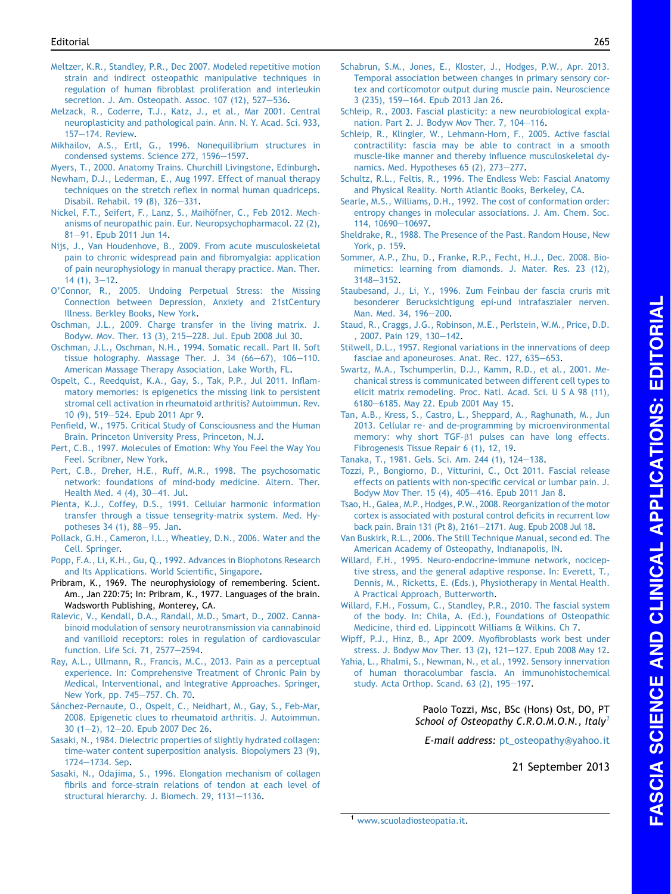Meltzer, K.R., Standley, P.R., Dec 2007. Modeled repetitive motion strain and indirect osteopathic manipulative techniques in regulation of human fibroblast proliferation and interleukin secretion. J. Am. Osteopath. Assoc. 107 (12), 527–536.

Melzack, R., Coderre, T.J., Katz, J., et al., Mar 2001. Central neuroplasticity and pathological pain. Ann. N. Y. Acad. Sci. 933, 157–174. Review.

Mikhailov, A.S., Ertl, G., 1996. Nonequilibrium structures in condensed systems. Science 272, 1596–1597.

Myers, T., 2000. Anatomy Trains. Churchill Livingstone, Edinburgh.

Newham, D.J., Lederman, E., Aug 1997. Effect of manual therapy techniques on the stretch reflex in normal human quadriceps. Disabil. Rehabil. 19 (8), 326–331.

Nickel, F.T., Seifert, F., Lanz, S., Maihöfner, C., Feb 2012. Mechanisms of neuropathic pain. Eur. Neuropsychopharmacol. 22 (2), 81–91. Epub 2011 Jun 14.

Nijs, J., Van Houdenhove, B., 2009. From acute musculoskeletal pain to chronic widespread pain and fibromyalgia: application of pain neurophysiology in manual therapy practice. Man. Ther. 14 (1), 3–12.

O'Connor, R., 2005. Undoing Perpetual Stress: the Missing Connection between Depression, Anxiety and 21stCentury Illness. Berkley Books, New York.

Oschman, J.L., 2009. Charge transfer in the living matrix. J. Bodyw. Mov. Ther. 13 (3), 215–228. Jul. Epub 2008 Jul 30.

Oschman, J.L., Oschman, N.H., 1994. Somatic recall. Part II. Soft tissue holography. Massage Ther. J. 34 (66–67), 106–110. American Massage Therapy Association, Lake Worth, FL.

Ospelt, C., Reedquist, K.A., Gay, S., Tak, P.P., Jul 2011. Inflammatory memories: is epigenetics the missing link to persistent stromal cell activation in rheumatoid arthritis? Autoimmun. Rev. 10 (9), 519–524. Epub 2011 Apr 9.

Penfield, W., 1975. Critical Study of Consciousness and the Human Brain. Princeton University Press, Princeton, N.J.

Pert, C.B., 1997. Molecules of Emotion: Why You Feel the Way You Feel. Scribner, New York.

Pert, C.B., Dreher, H.E., Ruff, M.R., 1998. The psychosomatic network: foundations of mind-body medicine. Altern. Ther. Health Med. 4 (4), 30–41. Jul.

Pienta, K.J., Coffey, D.S., 1991. Cellular harmonic information transfer through a tissue tensegrity-matrix system. Med. Hypotheses 34 (1), 88–95. Jan.

Pollack, G.H., Cameron, I.L., Wheatley, D.N., 2006. Water and the Cell. Springer.

Popp, F.A., Li, K.H., Gu, Q., 1992. Advances in Biophotons Research and Its Applications. World Scientific, Singapore.

Pribram, K., 1969. The neurophysiology of remembering. Scient. Am., Jan 220:75; In: Pribram, K., 1977. Languages of the brain. Wadsworth Publishing, Monterey, CA.

Ralevic, V., Kendall, D.A., Randall, M.D., Smart, D., 2002. Cannabinoid modulation of sensory neurotransmission via cannabinoid and vanilloid receptors: roles in regulation of cardiovascular function. Life Sci. 71, 2577–2594.

Ray, A.L., Ullmann, R., Francis, M.C., 2013. Pain as a perceptual experience. In: Comprehensive Treatment of Chronic Pain by Medical, Interventional, and Integrative Approaches. Springer, New York, pp. 745–757. Ch. 70.

Sánchez-Pernaute, O., Ospelt, C., Neidhart, M., Gay, S., Feb-Mar, 2008. Epigenetic clues to rheumatoid arthritis. J. Autoimmun. 30 (1–2), 12–20. Epub 2007 Dec 26.

Sasaki, N., 1984. Dielectric properties of slightly hydrated collagen: time-water content superposition analysis. Biopolymers 23 (9), 1724–1734. Sep.

Sasaki, N., Odajima, S., 1996. Elongation mechanism of collagen fibrils and force-strain relations of tendon at each level of structural hierarchy. J. Biomech. 29, 1131–1136.

Schabrun, S.M., Jones, E., Kloster, J., Hodges, P.W., Apr. 2013. Temporal association between changes in primary sensory cortex and corticomotor output during muscle pain. Neuroscience 3 (235), 159–164. Epub 2013 Jan 26.

Schleip, R., 2003. Fascial plasticity: a new neurobiological explanation. Part 2. J. Bodyw Mov Ther. 7, 104–116.

Schleip, R., Klingler, W., Lehmann-Horn, F., 2005. Active fascial contractility: fascia may be able to contract in a smooth muscle-like manner and thereby influence musculoskeletal dynamics. Med. Hypotheses 65 (2), 273–277.

Schultz, R.L., Feltis, R., 1996. The Endless Web: Fascial Anatomy and Physical Reality. North Atlantic Books, Berkeley, CA.

Searle, M.S., Williams, D.H., 1992. The cost of conformation order: entropy changes in molecular associations. J. Am. Chem. Soc. 114, 10690–10697.

Sheldrake, R., 1988. The Presence of the Past. Random House, New York, p. 159.

Sommer, A.P., Zhu, D., Franke, R.P., Fecht, H.J., Dec. 2008. Biomimetics: learning from diamonds. J. Mater. Res. 23 (12), 3148–3152.

Staubesand, J., Li, Y., 1996. Zum Feinbau der fascia cruris mit besonderer Berucksichtigung epi-und intrafaszialer nerven. Man. Med. 34, 196–200.

Staud, R., Craggs, J.G., Robinson, M.E., Perlstein, W.M., Price, D.D., 2007. Pain 129, 130–142.

Stilwell, D.L., 1957. Regional variations in the innervations of deep fasciae and aponeuroses. Anat. Rec. 127, 635–653.

Swartz, M.A., Tschumperlin, D.J., Kamm, R.D., et al., 2001. Mechanical stress is communicated between different cell types to elicit matrix remodeling. Proc. Natl. Acad. Sci. U S A 98 (11), 6180–6185. May 22. Epub 2001 May 15.

Tan, A.B., Kress, S., Castro, L., Sheppard, A., Raghunath, M., Jun 2013. Cellular re- and de-programming by microenvironmental memory: why short TGF-β1 pulses can have long effects. Fibrogenesis Tissue Repair 6 (1), 12, 19.

Tanaka, T., 1981. Gels. Sci. Am. 244 (1), 124–138.

Tozzi, P., Bongiorno, D., Vitturini, C., Oct 2011. Fascial release effects on patients with non-specific cervical or lumbar pain. J. Bodyw Mov Ther. 15 (4), 405–416. Epub 2011 Jan 8.

Tsao, H., Galea, M.P., Hodges, P.W., 2008. Reorganization of the motor cortex is associated with postural control deficits in recurrent low back pain. Brain 131 (Pt 8), 2161–2171. Aug. Epub 2008 Jul 18.

Van Buskirk, R.L., 2006. The Still Technique Manual, second ed. The American Academy of Osteopathy, Indianapolis, IN.

Willard, F.H., 1995. Neuro-endocrine-immune network, nociceptive stress, and the general adaptive response. In: Everett, T., Dennis, M., Ricketts, E. (Eds.), Physiotherapy in Mental Health. A Practical Approach, Butterworth.

Willard, F.H., Fossum, C., Standley, P.R., 2010. The fascial system of the body. In: Chila, A. (Ed.), Foundations of Osteopathic Medicine, third ed. Lippincott Williams & Wilkins. Ch 7.

Wipff, P.J., Hinz, B., Apr 2009. Myofibroblasts work best under stress. J. Bodyw Mov Ther. 13 (2), 121–127. Epub 2008 May 12.

Yahia, L., Rhalmi, S., Newman, N., et al., 1992. Sensory innervation of human thoracolumbar fascia. An immunohistochemical study. Acta Orthop. Scand. 63 (2), 195–197.

Paolo Tozzi, Msc, BSc (Hons) Ost, DO, PT
*School of Osteopathy C.R.O.M.O.N., Italy*[1]

*E-mail address:* pt_osteopathy@yahoo.it

21 September 2013

[1] www.scuoladiosteopatia.it.